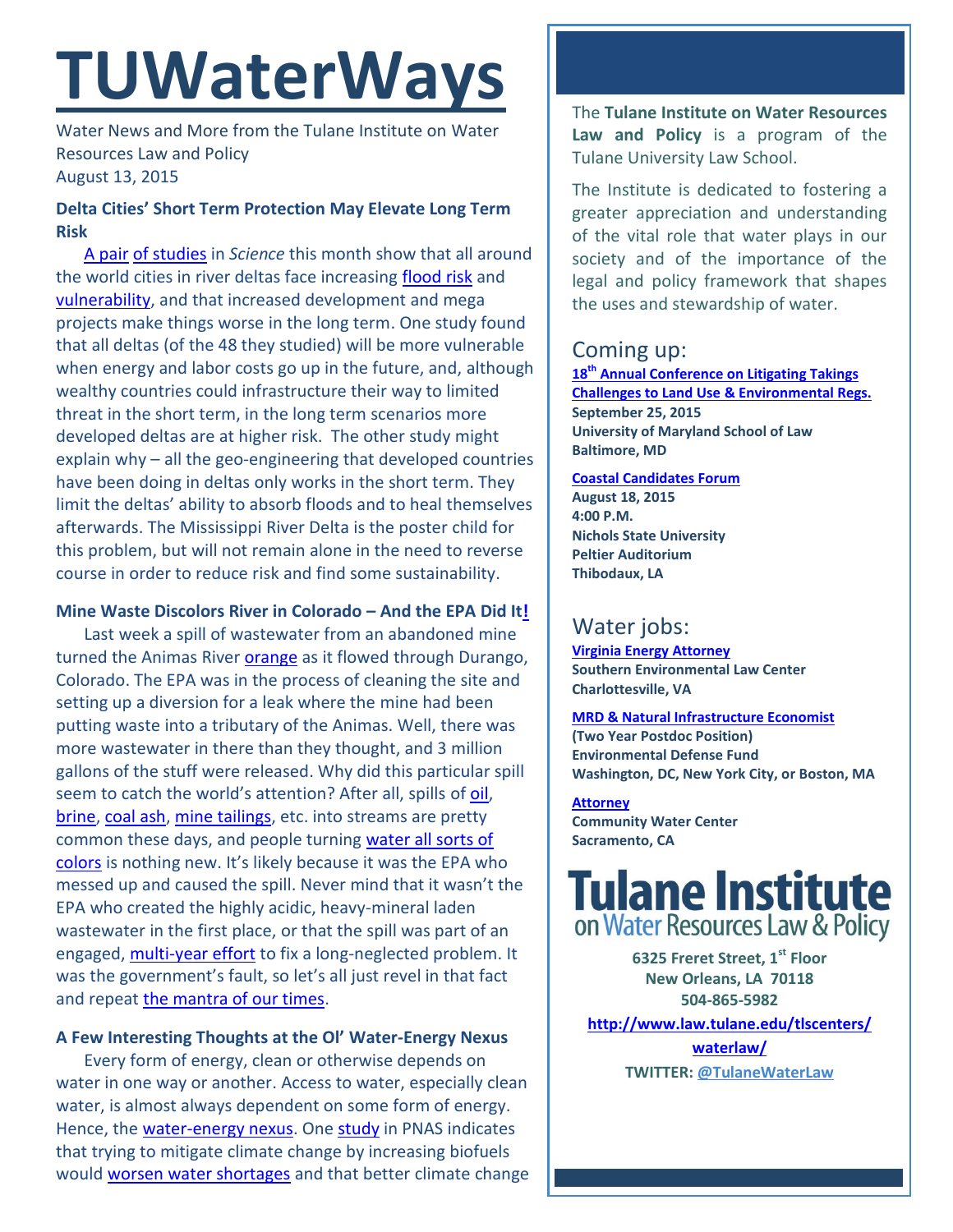# TUWaterWays

Water News and More from the Tulane Institute on Water Resources Law and Policy
August 13, 2015

### Delta Cities' Short Term Protection May Elevate Long Term Risk

A pair of studies in *Science* this month show that all around the world cities in river deltas face increasing flood risk and vulnerability, and that increased development and mega projects make things worse in the long term. One study found that all deltas (of the 48 they studied) will be more vulnerable when energy and labor costs go up in the future, and, although wealthy countries could infrastructure their way to limited threat in the short term, in the long term scenarios more developed deltas are at higher risk. The other study might explain why – all the geo-engineering that developed countries have been doing in deltas only works in the short term. They limit the deltas' ability to absorb floods and to heal themselves afterwards. The Mississippi River Delta is the poster child for this problem, but will not remain alone in the need to reverse course in order to reduce risk and find some sustainability.

### Mine Waste Discolors River in Colorado – And the EPA Did It!

Last week a spill of wastewater from an abandoned mine turned the Animas River orange as it flowed through Durango, Colorado. The EPA was in the process of cleaning the site and setting up a diversion for a leak where the mine had been putting waste into a tributary of the Animas. Well, there was more wastewater in there than they thought, and 3 million gallons of the stuff were released. Why did this particular spill seem to catch the world's attention? After all, spills of oil, brine, coal ash, mine tailings, etc. into streams are pretty common these days, and people turning water all sorts of colors is nothing new. It's likely because it was the EPA who messed up and caused the spill. Never mind that it wasn't the EPA who created the highly acidic, heavy-mineral laden wastewater in the first place, or that the spill was part of an engaged, multi-year effort to fix a long-neglected problem. It was the government's fault, so let's all just revel in that fact and repeat the mantra of our times.

### A Few Interesting Thoughts at the Ol' Water-Energy Nexus

Every form of energy, clean or otherwise depends on water in one way or another. Access to water, especially clean water, is almost always dependent on some form of energy. Hence, the water-energy nexus. One study in PNAS indicates that trying to mitigate climate change by increasing biofuels would worsen water shortages and that better climate change

---

The **Tulane Institute on Water Resources Law and Policy** is a program of the Tulane University Law School.

The Institute is dedicated to fostering a greater appreciation and understanding of the vital role that water plays in our society and of the importance of the legal and policy framework that shapes the uses and stewardship of water.

## Coming up:

**18th Annual Conference on Litigating Takings Challenges to Land Use & Environmental Regs.**
**September 25, 2015**
**University of Maryland School of Law**
**Baltimore, MD**

**Coastal Candidates Forum**
**August 18, 2015**
**4:00 P.M.**
**Nichols State University**
**Peltier Auditorium**
**Thibodaux, LA**

## Water jobs:

**Virginia Energy Attorney**
**Southern Environmental Law Center**
**Charlottesville, VA**

**MRD & Natural Infrastructure Economist**
**(Two Year Postdoc Position)**
**Environmental Defense Fund**
**Washington, DC, New York City, or Boston, MA**

**Attorney**
**Community Water Center**
**Sacramento, CA**

**Tulane Institute on Water Resources Law & Policy**

**6325 Freret Street, 1st Floor**
**New Orleans, LA 70118**
**504-865-5982**
**http://www.law.tulane.edu/tlscenters/waterlaw/**
**TWITTER: @TulaneWaterLaw**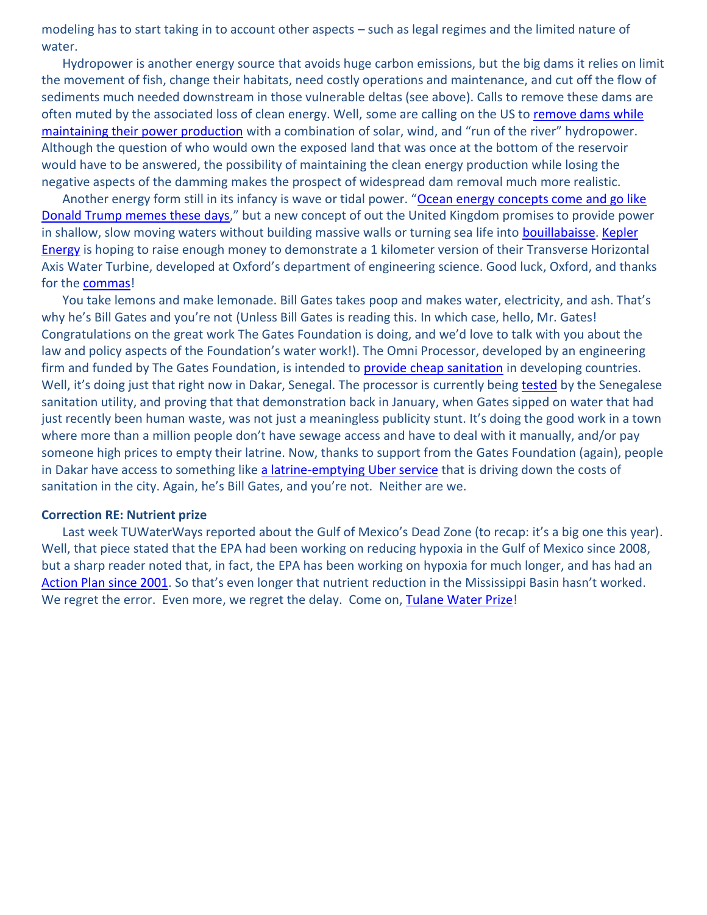modeling has to start taking in to account other aspects – such as legal regimes and the limited nature of water.

Hydropower is another energy source that avoids huge carbon emissions, but the big dams it relies on limit the movement of fish, change their habitats, need costly operations and maintenance, and cut off the flow of sediments much needed downstream in those vulnerable deltas (see above). Calls to remove these dams are often muted by the associated loss of clean energy. Well, some are calling on the US to remove dams while maintaining their power production with a combination of solar, wind, and "run of the river" hydropower. Although the question of who would own the exposed land that was once at the bottom of the reservoir would have to be answered, the possibility of maintaining the clean energy production while losing the negative aspects of the damming makes the prospect of widespread dam removal much more realistic.

Another energy form still in its infancy is wave or tidal power. "Ocean energy concepts come and go like Donald Trump memes these days," but a new concept of out the United Kingdom promises to provide power in shallow, slow moving waters without building massive walls or turning sea life into bouillabaisse. Kepler Energy is hoping to raise enough money to demonstrate a 1 kilometer version of their Transverse Horizontal Axis Water Turbine, developed at Oxford's department of engineering science. Good luck, Oxford, and thanks for the commas!

You take lemons and make lemonade. Bill Gates takes poop and makes water, electricity, and ash. That's why he's Bill Gates and you're not (Unless Bill Gates is reading this. In which case, hello, Mr. Gates! Congratulations on the great work The Gates Foundation is doing, and we'd love to talk with you about the law and policy aspects of the Foundation's water work!). The Omni Processor, developed by an engineering firm and funded by The Gates Foundation, is intended to provide cheap sanitation in developing countries. Well, it's doing just that right now in Dakar, Senegal. The processor is currently being tested by the Senegalese sanitation utility, and proving that that demonstration back in January, when Gates sipped on water that had just recently been human waste, was not just a meaningless publicity stunt. It's doing the good work in a town where more than a million people don't have sewage access and have to deal with it manually, and/or pay someone high prices to empty their latrine. Now, thanks to support from the Gates Foundation (again), people in Dakar have access to something like a latrine-emptying Uber service that is driving down the costs of sanitation in the city. Again, he's Bill Gates, and you're not. Neither are we.

**Correction RE: Nutrient prize**

Last week TUWaterWays reported about the Gulf of Mexico's Dead Zone (to recap: it's a big one this year). Well, that piece stated that the EPA had been working on reducing hypoxia in the Gulf of Mexico since 2008, but a sharp reader noted that, in fact, the EPA has been working on hypoxia for much longer, and has had an Action Plan since 2001. So that's even longer that nutrient reduction in the Mississippi Basin hasn't worked. We regret the error. Even more, we regret the delay. Come on, Tulane Water Prize!